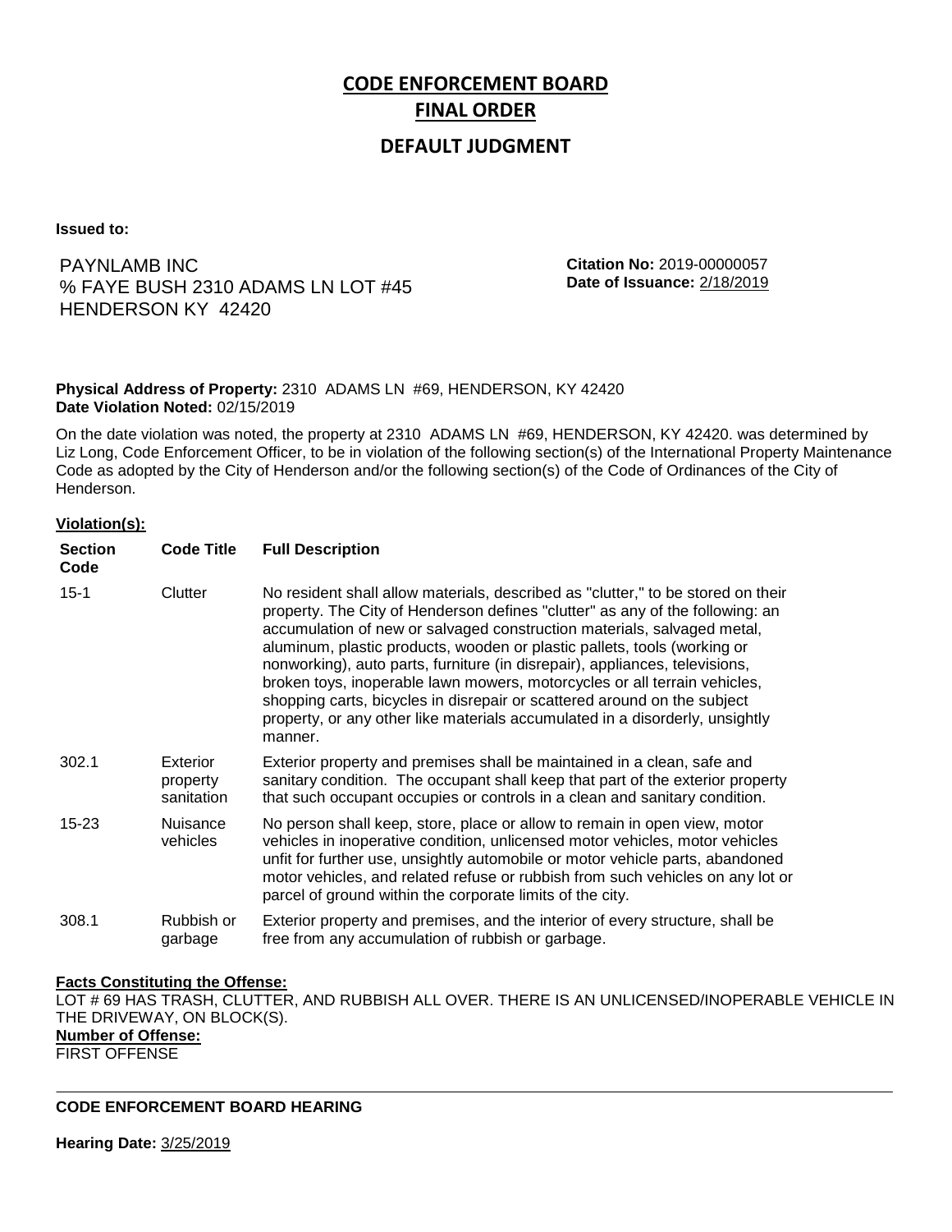# CODE ENFORCEMENT BOARD

## FINAL ORDER

### DEFAULT JUDGMENT

**Issued to:**

PAYNLAMB INC
% FAYE BUSH 2310 ADAMS LN LOT #45
HENDERSON KY 42420

**Citation No:** 2019-00000057
**Date of Issuance:** 2/18/2019

**Physical Address of Property:** 2310 ADAMS LN #69, HENDERSON, KY 42420
**Date Violation Noted:** 02/15/2019

On the date violation was noted, the property at 2310 ADAMS LN #69, HENDERSON, KY 42420. was determined by Liz Long, Code Enforcement Officer, to be in violation of the following section(s) of the International Property Maintenance Code as adopted by the City of Henderson and/or the following section(s) of the Code of Ordinances of the City of Henderson.

**Violation(s):**

| Section Code | Code Title | Full Description |
|---|---|---|
| 15-1 | Clutter | No resident shall allow materials, described as "clutter," to be stored on their property. The City of Henderson defines "clutter" as any of the following: an accumulation of new or salvaged construction materials, salvaged metal, aluminum, plastic products, wooden or plastic pallets, tools (working or nonworking), auto parts, furniture (in disrepair), appliances, televisions, broken toys, inoperable lawn mowers, motorcycles or all terrain vehicles, shopping carts, bicycles in disrepair or scattered around on the subject property, or any other like materials accumulated in a disorderly, unsightly manner. |
| 302.1 | Exterior property sanitation | Exterior property and premises shall be maintained in a clean, safe and sanitary condition. The occupant shall keep that part of the exterior property that such occupant occupies or controls in a clean and sanitary condition. |
| 15-23 | Nuisance vehicles | No person shall keep, store, place or allow to remain in open view, motor vehicles in inoperative condition, unlicensed motor vehicles, motor vehicles unfit for further use, unsightly automobile or motor vehicle parts, abandoned motor vehicles, and related refuse or rubbish from such vehicles on any lot or parcel of ground within the corporate limits of the city. |
| 308.1 | Rubbish or garbage | Exterior property and premises, and the interior of every structure, shall be free from any accumulation of rubbish or garbage. |

**Facts Constituting the Offense:**
LOT # 69 HAS TRASH, CLUTTER, AND RUBBISH ALL OVER. THERE IS AN UNLICENSED/INOPERABLE VEHICLE IN THE DRIVEWAY, ON BLOCK(S).

**Number of Offense:**
FIRST OFFENSE

---

**CODE ENFORCEMENT BOARD HEARING**

**Hearing Date:** 3/25/2019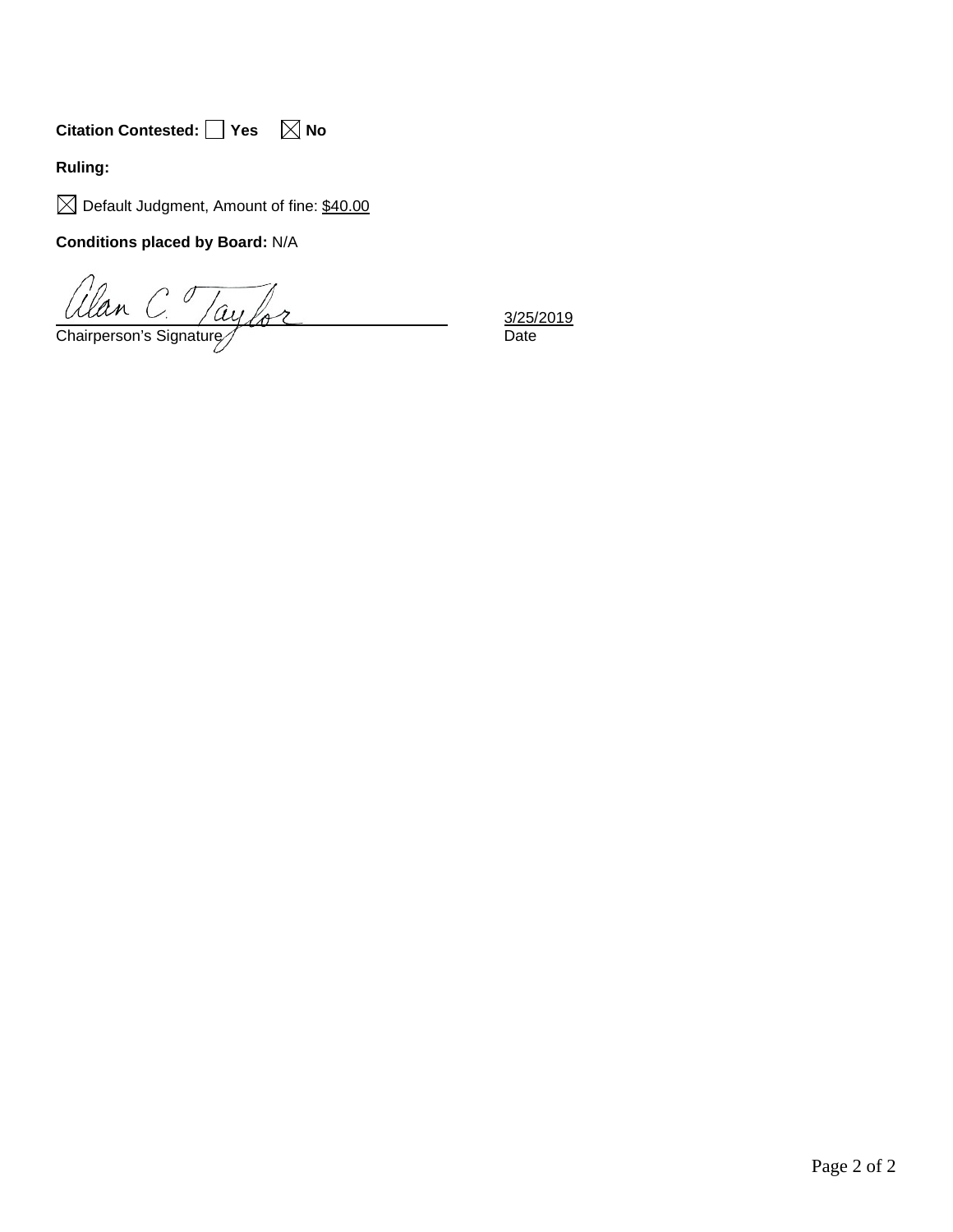**Citation Contested:** ☐ **Yes** ☒ **No**

**Ruling:**

☒ Default Judgment, Amount of fine: $40.00

**Conditions placed by Board:** N/A

Alan C. Taylor
Chairperson's Signature

3/25/2019
Date